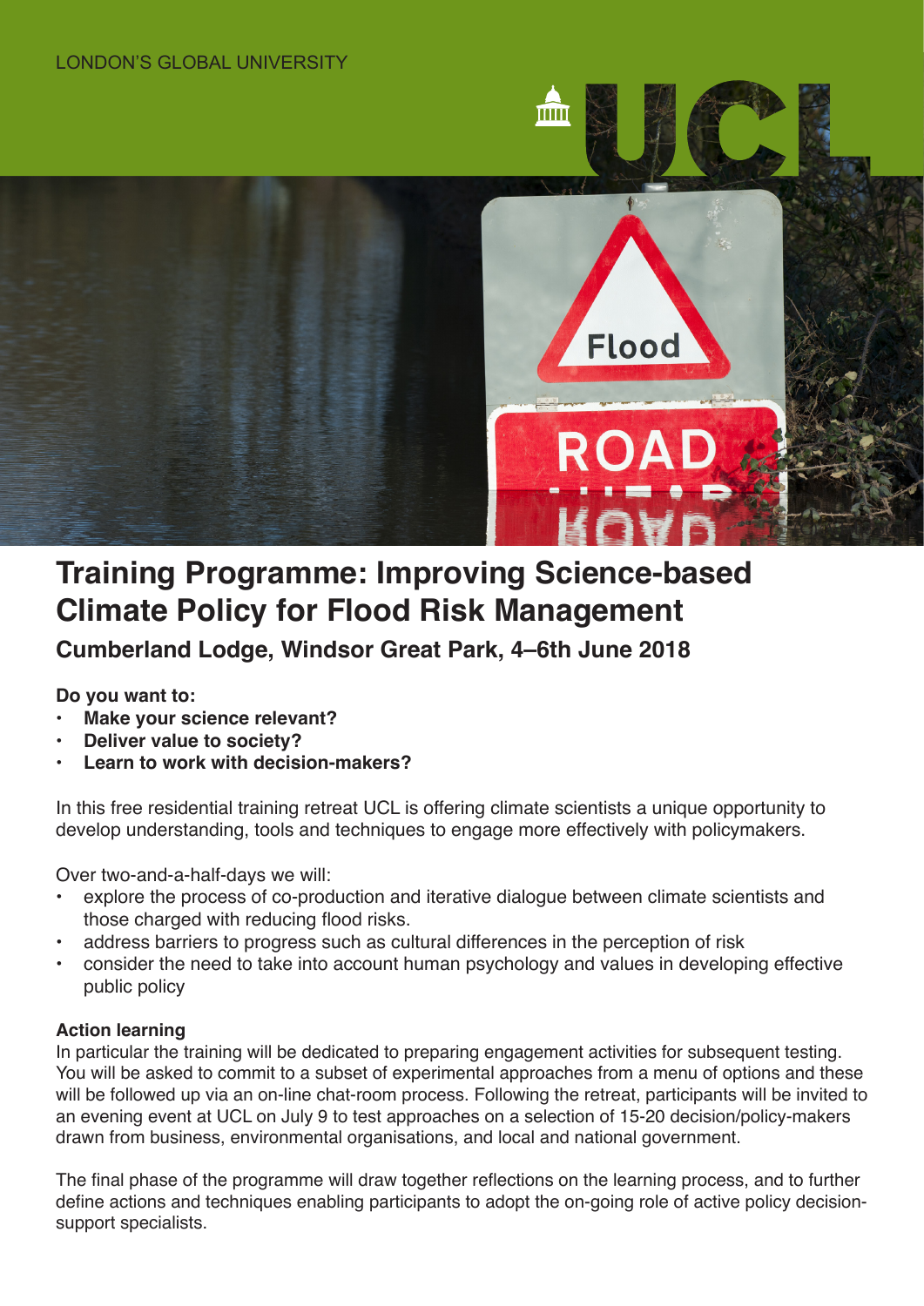LONDON'S GLOBAL UNIVERSITY

# Training Programme: Improving Science-based Climate Policy for Flood Risk Management

## Cumberland Lodge, Windsor Great Park, 4–6th June 2018

**Do you want to:**

- **Make your science relevant?**
- **Deliver value to society?**
- **Learn to work with decision-makers?**

In this free residential training retreat UCL is offering climate scientists a unique opportunity to develop understanding, tools and techniques to engage more effectively with policymakers.

Over two-and-a-half-days we will:

- explore the process of co-production and iterative dialogue between climate scientists and those charged with reducing flood risks.
- address barriers to progress such as cultural differences in the perception of risk
- consider the need to take into account human psychology and values in developing effective public policy

### Action learning

In particular the training will be dedicated to preparing engagement activities for subsequent testing. You will be asked to commit to a subset of experimental approaches from a menu of options and these will be followed up via an on-line chat-room process. Following the retreat, participants will be invited to an evening event at UCL on July 9 to test approaches on a selection of 15-20 decision/policy-makers drawn from business, environmental organisations, and local and national government.

The final phase of the programme will draw together reflections on the learning process, and to further define actions and techniques enabling participants to adopt the on-going role of active policy decision-support specialists.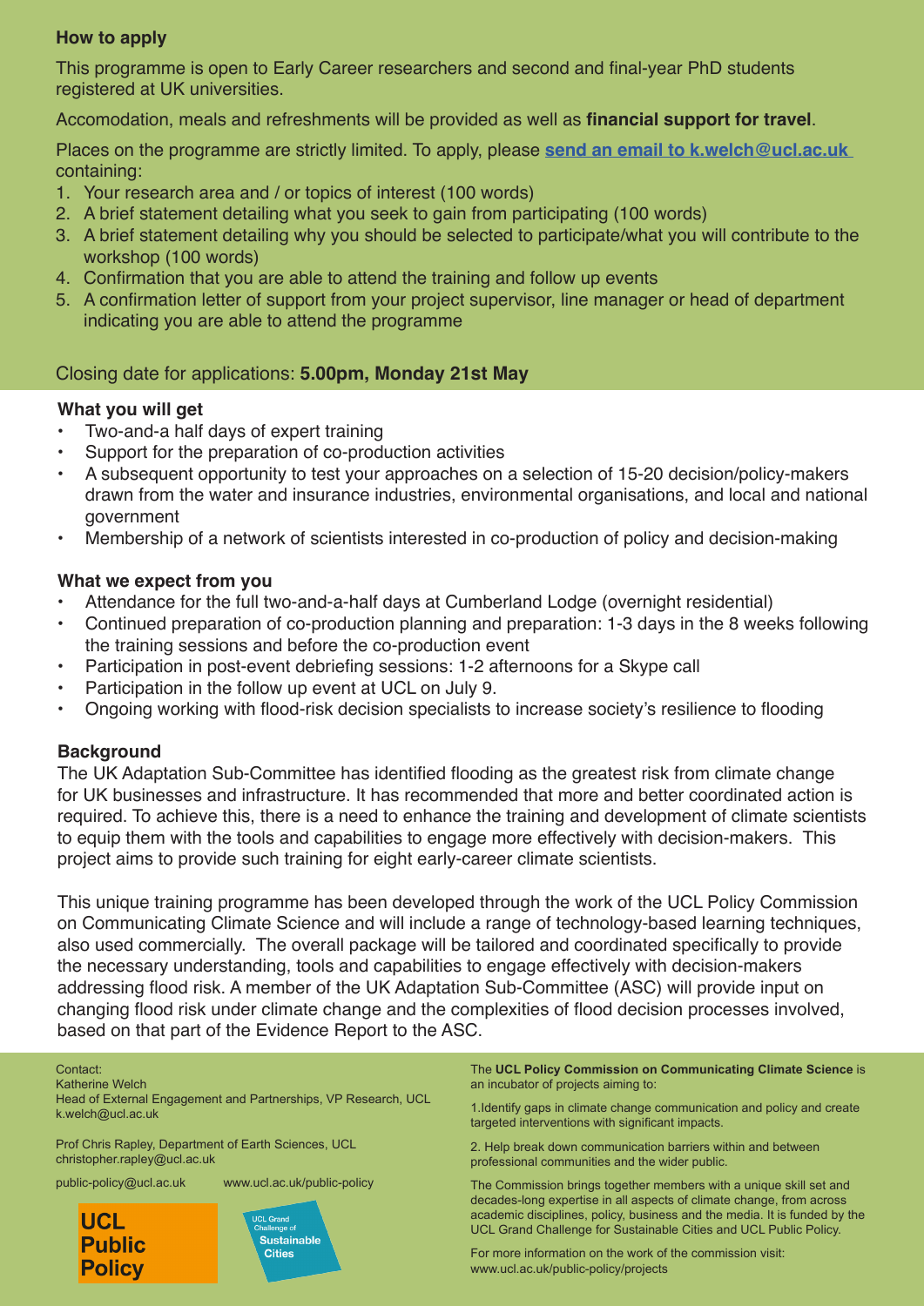## How to apply

This programme is open to Early Career researchers and second and final-year PhD students registered at UK universities.

Accomodation, meals and refreshments will be provided as well as **financial support for travel**.

Places on the programme are strictly limited. To apply, please **send an email to k.welch@ucl.ac.uk** containing:

1. Your research area and / or topics of interest (100 words)
2. A brief statement detailing what you seek to gain from participating (100 words)
3. A brief statement detailing why you should be selected to participate/what you will contribute to the workshop (100 words)
4. Confirmation that you are able to attend the training and follow up events
5. A confirmation letter of support from your project supervisor, line manager or head of department indicating you are able to attend the programme

Closing date for applications: **5.00pm, Monday 21st May**

## What you will get

- Two-and-a half days of expert training
- Support for the preparation of co-production activities
- A subsequent opportunity to test your approaches on a selection of 15-20 decision/policy-makers drawn from the water and insurance industries, environmental organisations, and local and national government
- Membership of a network of scientists interested in co-production of policy and decision-making

## What we expect from you

- Attendance for the full two-and-a-half days at Cumberland Lodge (overnight residential)
- Continued preparation of co-production planning and preparation: 1-3 days in the 8 weeks following the training sessions and before the co-production event
- Participation in post-event debriefing sessions: 1-2 afternoons for a Skype call
- Participation in the follow up event at UCL on July 9.
- Ongoing working with flood-risk decision specialists to increase society's resilience to flooding

## Background

The UK Adaptation Sub-Committee has identified flooding as the greatest risk from climate change for UK businesses and infrastructure. It has recommended that more and better coordinated action is required. To achieve this, there is a need to enhance the training and development of climate scientists to equip them with the tools and capabilities to engage more effectively with decision-makers. This project aims to provide such training for eight early-career climate scientists.

This unique training programme has been developed through the work of the UCL Policy Commission on Communicating Climate Science and will include a range of technology-based learning techniques, also used commercially. The overall package will be tailored and coordinated specifically to provide the necessary understanding, tools and capabilities to engage effectively with decision-makers addressing flood risk. A member of the UK Adaptation Sub-Committee (ASC) will provide input on changing flood risk under climate change and the complexities of flood decision processes involved, based on that part of the Evidence Report to the ASC.

Contact:
Katherine Welch
Head of External Engagement and Partnerships, VP Research, UCL
k.welch@ucl.ac.uk

Prof Chris Rapley, Department of Earth Sciences, UCL
christopher.rapley@ucl.ac.uk

public-policy@ucl.ac.uk www.ucl.ac.uk/public-policy

UCL Public Policy

UCL Grand Challenge of Sustainable Cities

The **UCL Policy Commission on Communicating Climate Science** is an incubator of projects aiming to:

1.Identify gaps in climate change communication and policy and create targeted interventions with significant impacts.

2. Help break down communication barriers within and between professional communities and the wider public.

The Commission brings together members with a unique skill set and decades-long expertise in all aspects of climate change, from across academic disciplines, policy, business and the media. It is funded by the UCL Grand Challenge for Sustainable Cities and UCL Public Policy.

For more information on the work of the commission visit:
www.ucl.ac.uk/public-policy/projects